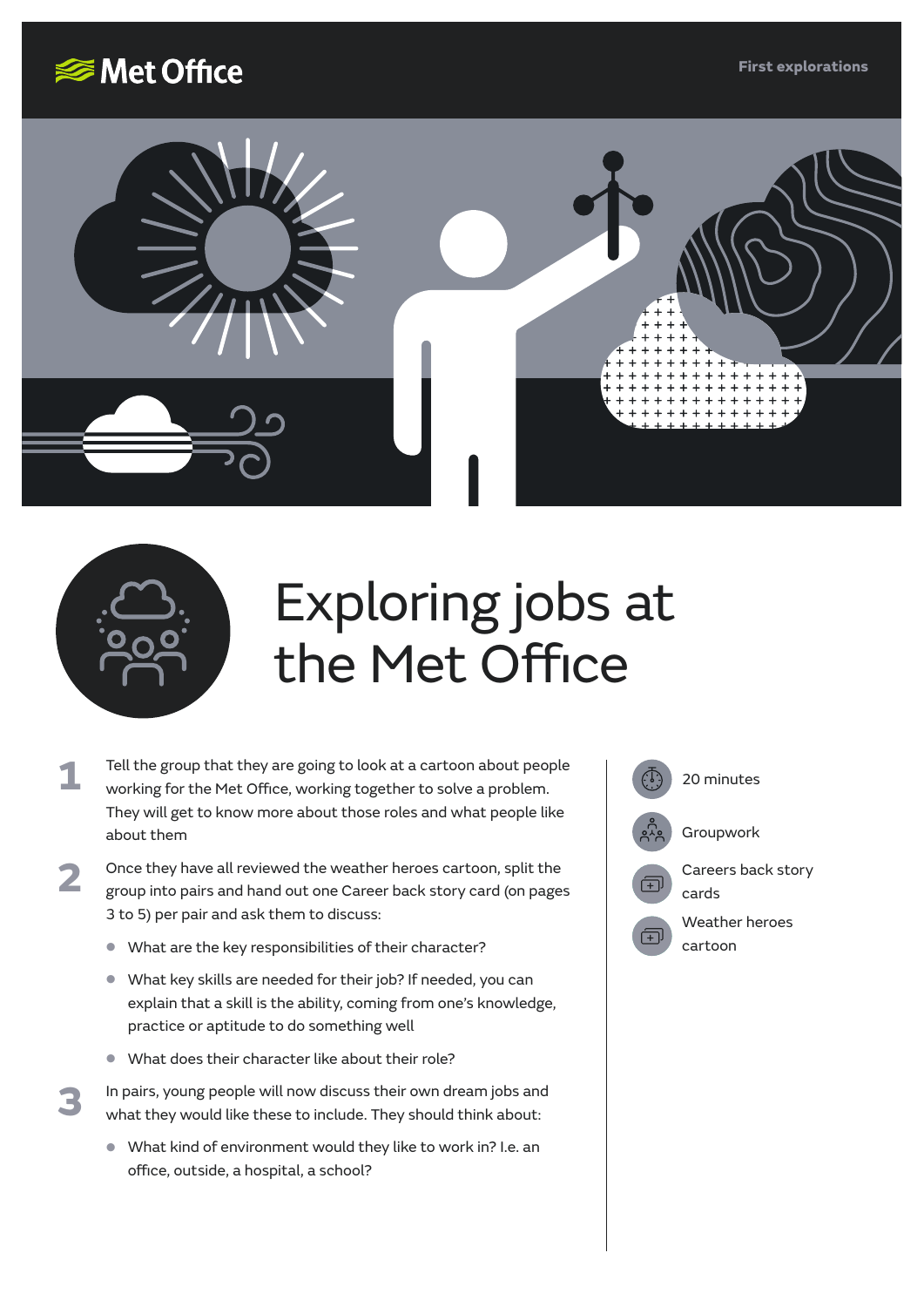Met Office

First explorations

# Exploring jobs at the Met Office

- 20 minutes
- Groupwork
- Careers back story cards
- Weather heroes cartoon

1. Tell the group that they are going to look at a cartoon about people working for the Met Office, working together to solve a problem. They will get to know more about those roles and what people like about them

2. Once they have all reviewed the weather heroes cartoon, split the group into pairs and hand out one Career back story card (on pages 3 to 5) per pair and ask them to discuss:

   - What are the key responsibilities of their character?
   - What key skills are needed for their job? If needed, you can explain that a skill is the ability, coming from one's knowledge, practice or aptitude to do something well
   - What does their character like about their role?

3. In pairs, young people will now discuss their own dream jobs and what they would like these to include. They should think about:

   - What kind of environment would they like to work in? I.e. an office, outside, a hospital, a school?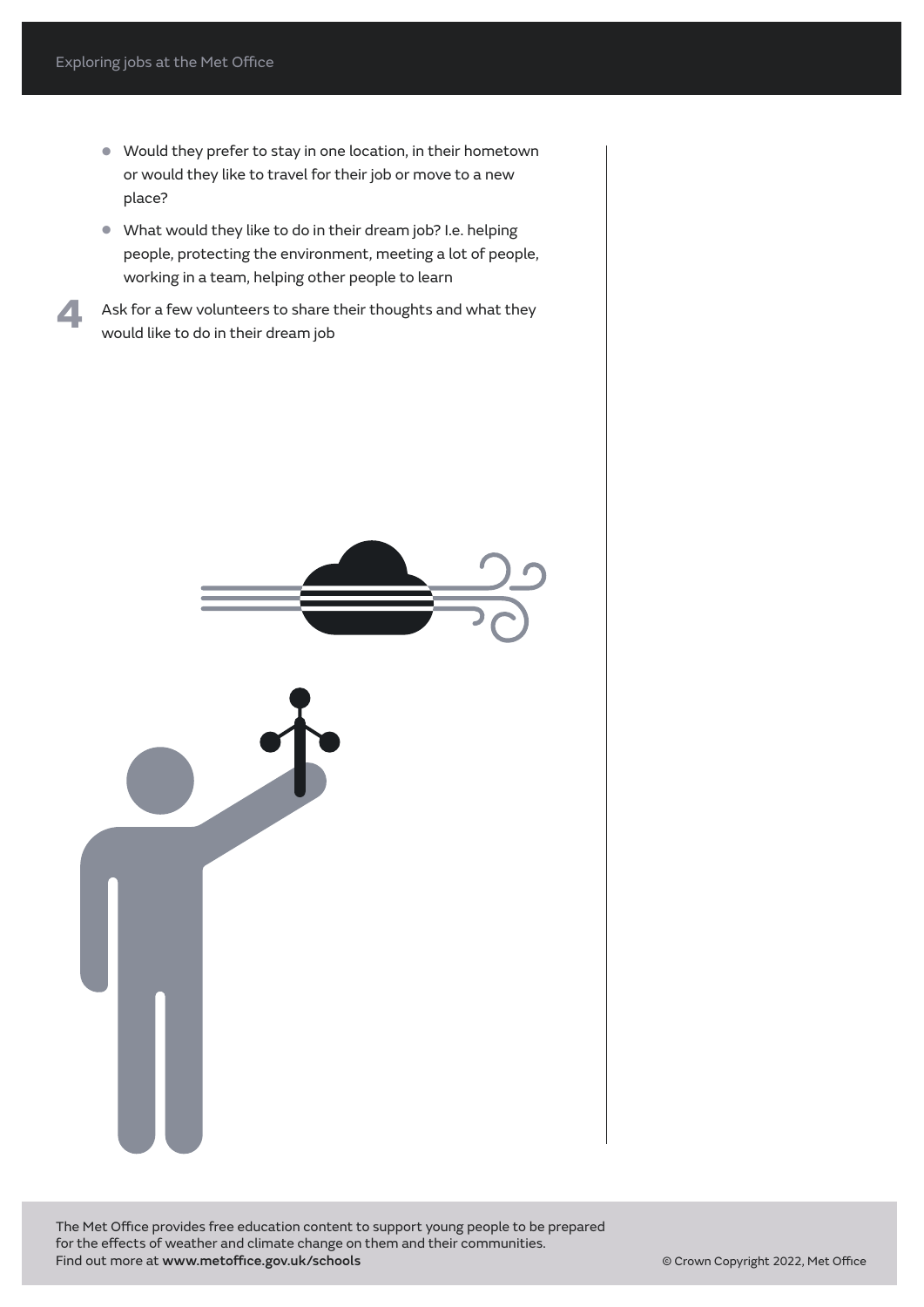- Would they prefer to stay in one location, in their hometown or would they like to travel for their job or move to a new place?
- What would they like to do in their dream job? I.e. helping people, protecting the environment, meeting a lot of people, working in a team, helping other people to learn

4. Ask for a few volunteers to share their thoughts and what they would like to do in their dream job

The Met Office provides free education content to support young people to be prepared for the effects of weather and climate change on them and their communities.
Find out more at **www.metoffice.gov.uk/schools**

© Crown Copyright 2022, Met Office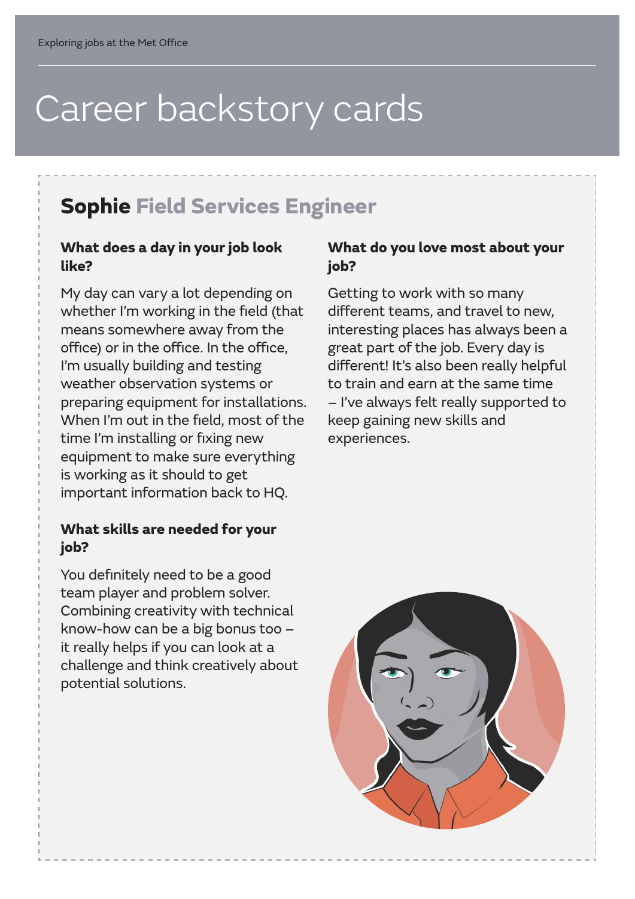Exploring jobs at the Met Office

# Career backstory cards

## Sophie Field Services Engineer

### What does a day in your job look like?

My day can vary a lot depending on whether I'm working in the field (that means somewhere away from the office) or in the office. In the office, I'm usually building and testing weather observation systems or preparing equipment for installations. When I'm out in the field, most of the time I'm installing or fixing new equipment to make sure everything is working as it should to get important information back to HQ.

### What skills are needed for your job?

You definitely need to be a good team player and problem solver. Combining creativity with technical know-how can be a big bonus too – it really helps if you can look at a challenge and think creatively about potential solutions.

### What do you love most about your job?

Getting to work with so many different teams, and travel to new, interesting places has always been a great part of the job. Every day is different! It's also been really helpful to train and earn at the same time – I've always felt really supported to keep gaining new skills and experiences.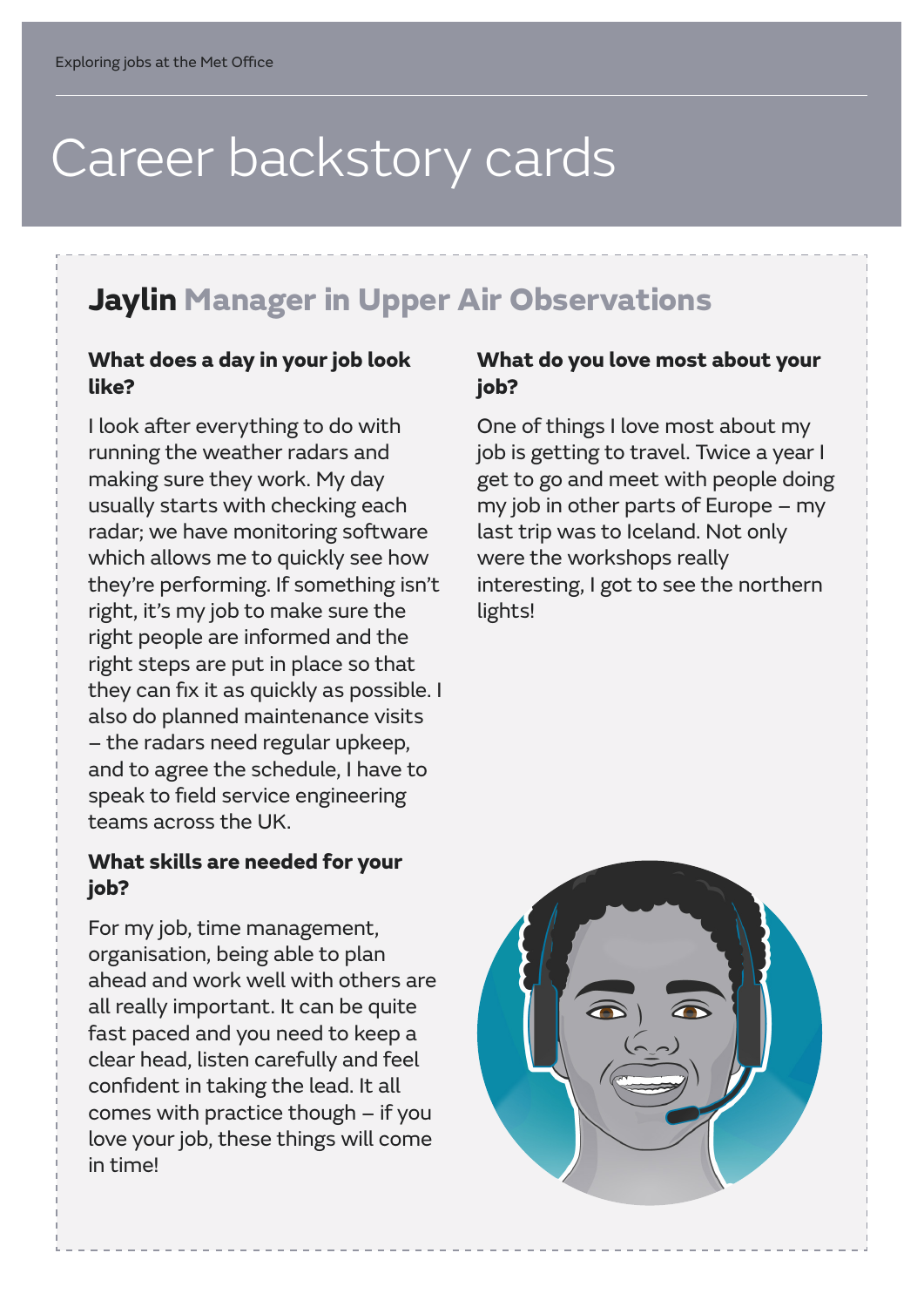# Career backstory cards

## Jaylin Manager in Upper Air Observations

**What does a day in your job look like?**

I look after everything to do with running the weather radars and making sure they work. My day usually starts with checking each radar; we have monitoring software which allows me to quickly see how they're performing. If something isn't right, it's my job to make sure the right people are informed and the right steps are put in place so that they can fix it as quickly as possible. I also do planned maintenance visits – the radars need regular upkeep, and to agree the schedule, I have to speak to field service engineering teams across the UK.

**What skills are needed for your job?**

For my job, time management, organisation, being able to plan ahead and work well with others are all really important. It can be quite fast paced and you need to keep a clear head, listen carefully and feel confident in taking the lead. It all comes with practice though – if you love your job, these things will come in time!

**What do you love most about your job?**

One of things I love most about my job is getting to travel. Twice a year I get to go and meet with people doing my job in other parts of Europe – my last trip was to Iceland. Not only were the workshops really interesting, I got to see the northern lights!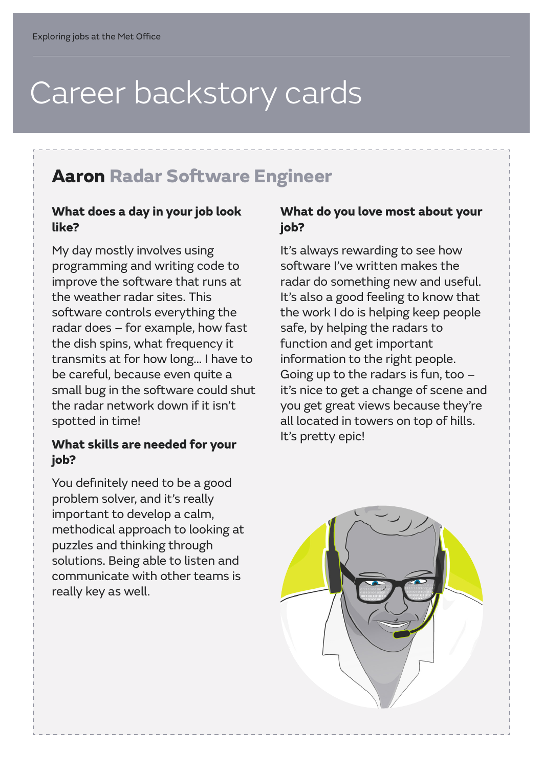# Career backstory cards

## Aaron Radar Software Engineer

### What does a day in your job look like?

My day mostly involves using programming and writing code to improve the software that runs at the weather radar sites. This software controls everything the radar does – for example, how fast the dish spins, what frequency it transmits at for how long… I have to be careful, because even quite a small bug in the software could shut the radar network down if it isn't spotted in time!

### What skills are needed for your job?

You definitely need to be a good problem solver, and it's really important to develop a calm, methodical approach to looking at puzzles and thinking through solutions. Being able to listen and communicate with other teams is really key as well.

### What do you love most about your job?

It's always rewarding to see how software I've written makes the radar do something new and useful. It's also a good feeling to know that the work I do is helping keep people safe, by helping the radars to function and get important information to the right people. Going up to the radars is fun, too – it's nice to get a change of scene and you get great views because they're all located in towers on top of hills. It's pretty epic!